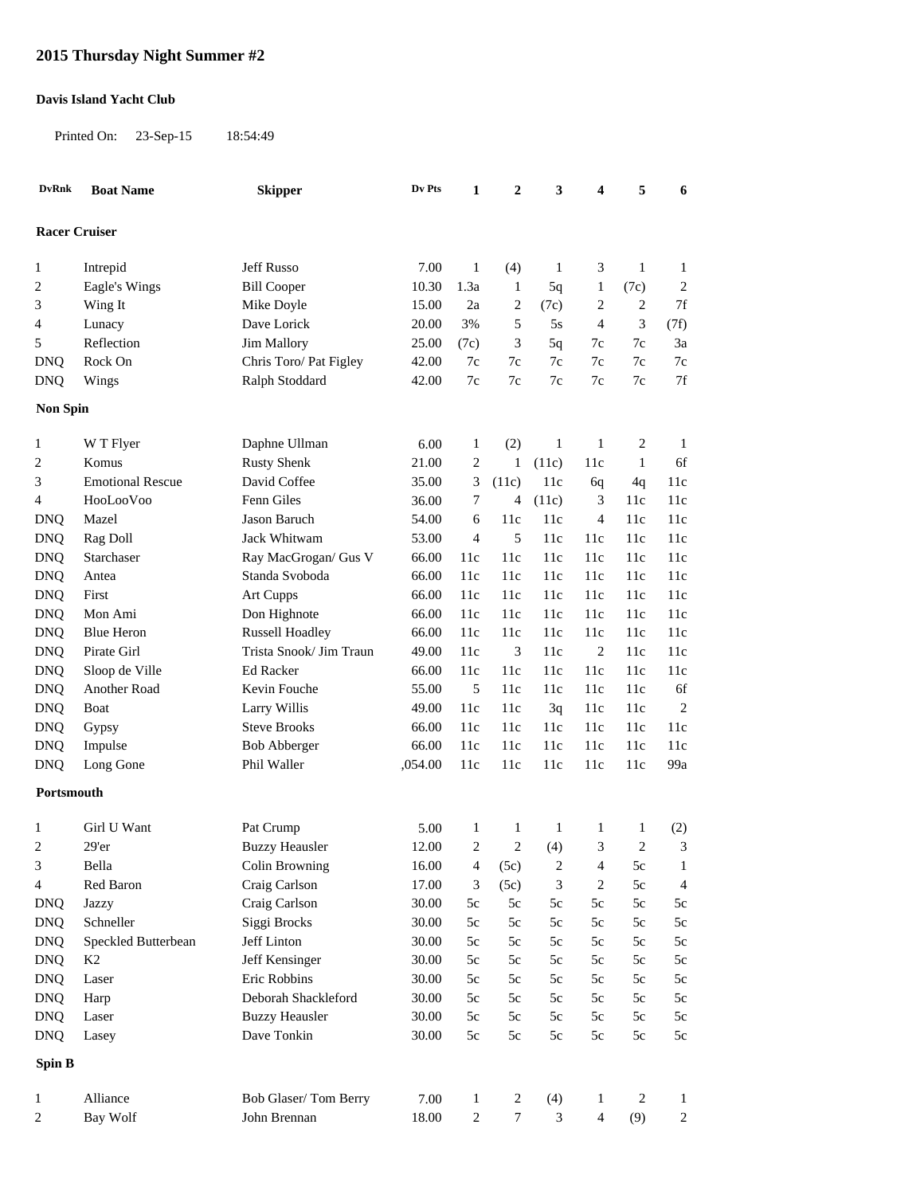# 2015 Thursday Night Summer #2

**Davis Island Yacht Club**

Printed On: 23-Sep-15 18:54:49

| DvRnk | Boat Name | Skipper | Dv Pts | 1 | 2 | 3 | 4 | 5 | 6 |
|---|---|---|---|---|---|---|---|---|---|
| **Racer Cruiser** | | | | | | | | | |
| 1 | Intrepid | Jeff Russo | 7.00 | 1 | (4) | 1 | 3 | 1 | 1 |
| 2 | Eagle's Wings | Bill Cooper | 10.30 | 1.3a | 1 | 5q | 1 | (7c) | 2 |
| 3 | Wing It | Mike Doyle | 15.00 | 2a | 2 | (7c) | 2 | 2 | 7f |
| 4 | Lunacy | Dave Lorick | 20.00 | 3% | 5 | 5s | 4 | 3 | (7f) |
| 5 | Reflection | Jim Mallory | 25.00 | (7c) | 3 | 5q | 7c | 7c | 3a |
| DNQ | Rock On | Chris Toro/ Pat Figley | 42.00 | 7c | 7c | 7c | 7c | 7c | 7c |
| DNQ | Wings | Ralph Stoddard | 42.00 | 7c | 7c | 7c | 7c | 7c | 7f |
| **Non Spin** | | | | | | | | | |
| 1 | W T Flyer | Daphne Ullman | 6.00 | 1 | (2) | 1 | 1 | 2 | 1 |
| 2 | Komus | Rusty Shenk | 21.00 | 2 | 1 | (11c) | 11c | 1 | 6f |
| 3 | Emotional Rescue | David Coffee | 35.00 | 3 | (11c) | 11c | 6q | 4q | 11c |
| 4 | HooLooVoo | Fenn Giles | 36.00 | 7 | 4 | (11c) | 3 | 11c | 11c |
| DNQ | Mazel | Jason Baruch | 54.00 | 6 | 11c | 11c | 4 | 11c | 11c |
| DNQ | Rag Doll | Jack Whitwam | 53.00 | 4 | 5 | 11c | 11c | 11c | 11c |
| DNQ | Starchaser | Ray MacGrogan/ Gus V | 66.00 | 11c | 11c | 11c | 11c | 11c | 11c |
| DNQ | Antea | Standa Svoboda | 66.00 | 11c | 11c | 11c | 11c | 11c | 11c |
| DNQ | First | Art Cupps | 66.00 | 11c | 11c | 11c | 11c | 11c | 11c |
| DNQ | Mon Ami | Don Highnote | 66.00 | 11c | 11c | 11c | 11c | 11c | 11c |
| DNQ | Blue Heron | Russell Hoadley | 66.00 | 11c | 11c | 11c | 11c | 11c | 11c |
| DNQ | Pirate Girl | Trista Snook/ Jim Traun | 49.00 | 11c | 3 | 11c | 2 | 11c | 11c |
| DNQ | Sloop de Ville | Ed Racker | 66.00 | 11c | 11c | 11c | 11c | 11c | 11c |
| DNQ | Another Road | Kevin Fouche | 55.00 | 5 | 11c | 11c | 11c | 11c | 6f |
| DNQ | Boat | Larry Willis | 49.00 | 11c | 11c | 3q | 11c | 11c | 2 |
| DNQ | Gypsy | Steve Brooks | 66.00 | 11c | 11c | 11c | 11c | 11c | 11c |
| DNQ | Impulse | Bob Abberger | 66.00 | 11c | 11c | 11c | 11c | 11c | 11c |
| DNQ | Long Gone | Phil Waller | ,054.00 | 11c | 11c | 11c | 11c | 11c | 99a |
| **Portsmouth** | | | | | | | | | |
| 1 | Girl U Want | Pat Crump | 5.00 | 1 | 1 | 1 | 1 | 1 | (2) |
| 2 | 29'er | Buzzy Heausler | 12.00 | 2 | 2 | (4) | 3 | 2 | 3 |
| 3 | Bella | Colin Browning | 16.00 | 4 | (5c) | 2 | 4 | 5c | 1 |
| 4 | Red Baron | Craig Carlson | 17.00 | 3 | (5c) | 3 | 2 | 5c | 4 |
| DNQ | Jazzy | Craig Carlson | 30.00 | 5c | 5c | 5c | 5c | 5c | 5c |
| DNQ | Schneller | Siggi Brocks | 30.00 | 5c | 5c | 5c | 5c | 5c | 5c |
| DNQ | Speckled Butterbean | Jeff Linton | 30.00 | 5c | 5c | 5c | 5c | 5c | 5c |
| DNQ | K2 | Jeff Kensinger | 30.00 | 5c | 5c | 5c | 5c | 5c | 5c |
| DNQ | Laser | Eric Robbins | 30.00 | 5c | 5c | 5c | 5c | 5c | 5c |
| DNQ | Harp | Deborah Shackleford | 30.00 | 5c | 5c | 5c | 5c | 5c | 5c |
| DNQ | Laser | Buzzy Heausler | 30.00 | 5c | 5c | 5c | 5c | 5c | 5c |
| DNQ | Lasey | Dave Tonkin | 30.00 | 5c | 5c | 5c | 5c | 5c | 5c |
| **Spin B** | | | | | | | | | |
| 1 | Alliance | Bob Glaser/ Tom Berry | 7.00 | 1 | 2 | (4) | 1 | 2 | 1 |
| 2 | Bay Wolf | John Brennan | 18.00 | 2 | 7 | 3 | 4 | (9) | 2 |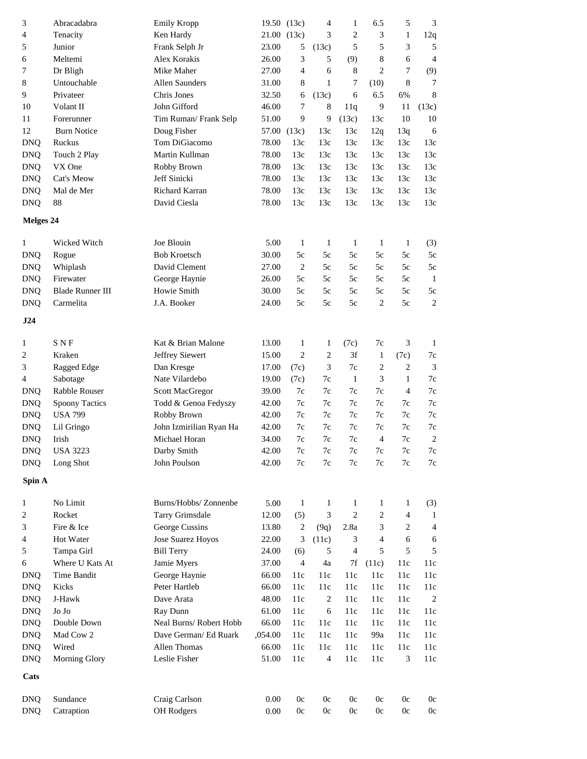| | | | | | | | | | |
|---|---|---|---|---|---|---|---|---|---|
| 3 | Abracadabra | Emily Kropp | 19.50 | (13c) | 4 | 1 | 6.5 | 5 | 3 |
| 4 | Tenacity | Ken Hardy | 21.00 | (13c) | 3 | 2 | 3 | 1 | 12q |
| 5 | Junior | Frank Selph Jr | 23.00 | 5 | (13c) | 5 | 5 | 3 | 5 |
| 6 | Meltemi | Alex Korakis | 26.00 | 3 | 5 | (9) | 8 | 6 | 4 |
| 7 | Dr Bligh | Mike Maher | 27.00 | 4 | 6 | 8 | 2 | 7 | (9) |
| 8 | Untouchable | Allen Saunders | 31.00 | 8 | 1 | 7 | (10) | 8 | 7 |
| 9 | Privateer | Chris Jones | 32.50 | 6 | (13c) | 6 | 6.5 | 6% | 8 |
| 10 | Volant II | John Gifford | 46.00 | 7 | 8 | 11q | 9 | 11 | (13c) |
| 11 | Forerunner | Tim Ruman/ Frank Selp | 51.00 | 9 | 9 | (13c) | 13c | 10 | 10 |
| 12 | Burn Notice | Doug Fisher | 57.00 | (13c) | 13c | 13c | 12q | 13q | 6 |
| DNQ | Ruckus | Tom DiGiacomo | 78.00 | 13c | 13c | 13c | 13c | 13c | 13c |
| DNQ | Touch 2 Play | Martin Kullman | 78.00 | 13c | 13c | 13c | 13c | 13c | 13c |
| DNQ | VX One | Robby Brown | 78.00 | 13c | 13c | 13c | 13c | 13c | 13c |
| DNQ | Cat's Meow | Jeff Sinicki | 78.00 | 13c | 13c | 13c | 13c | 13c | 13c |
| DNQ | Mal de Mer | Richard Karran | 78.00 | 13c | 13c | 13c | 13c | 13c | 13c |
| DNQ | 88 | David Ciesla | 78.00 | 13c | 13c | 13c | 13c | 13c | 13c |

**Melges 24**

| | | | | | | | | | |
|---|---|---|---|---|---|---|---|---|---|
| 1 | Wicked Witch | Joe Blouin | 5.00 | 1 | 1 | 1 | 1 | 1 | (3) |
| DNQ | Rogue | Bob Kroetsch | 30.00 | 5c | 5c | 5c | 5c | 5c | 5c |
| DNQ | Whiplash | David Clement | 27.00 | 2 | 5c | 5c | 5c | 5c | 5c |
| DNQ | Firewater | George Haynie | 26.00 | 5c | 5c | 5c | 5c | 5c | 1 |
| DNQ | Blade Runner III | Howie Smith | 30.00 | 5c | 5c | 5c | 5c | 5c | 5c |
| DNQ | Carmelita | J.A. Booker | 24.00 | 5c | 5c | 5c | 2 | 5c | 2 |

**J24**

| | | | | | | | | | |
|---|---|---|---|---|---|---|---|---|---|
| 1 | S N F | Kat & Brian Malone | 13.00 | 1 | 1 | (7c) | 7c | 3 | 1 |
| 2 | Kraken | Jeffrey Siewert | 15.00 | 2 | 2 | 3f | 1 | (7c) | 7c |
| 3 | Ragged Edge | Dan Kresge | 17.00 | (7c) | 3 | 7c | 2 | 2 | 3 |
| 4 | Sabotage | Nate Vilardebo | 19.00 | (7c) | 7c | 1 | 3 | 1 | 7c |
| DNQ | Rabble Rouser | Scott MacGregor | 39.00 | 7c | 7c | 7c | 7c | 4 | 7c |
| DNQ | Spoony Tactics | Todd & Genoa Fedyszy | 42.00 | 7c | 7c | 7c | 7c | 7c | 7c |
| DNQ | USA 799 | Robby Brown | 42.00 | 7c | 7c | 7c | 7c | 7c | 7c |
| DNQ | Lil Gringo | John Izmirilian Ryan Ha | 42.00 | 7c | 7c | 7c | 7c | 7c | 7c |
| DNQ | Irish | Michael Horan | 34.00 | 7c | 7c | 7c | 4 | 7c | 2 |
| DNQ | USA 3223 | Darby Smith | 42.00 | 7c | 7c | 7c | 7c | 7c | 7c |
| DNQ | Long Shot | John Poulson | 42.00 | 7c | 7c | 7c | 7c | 7c | 7c |

**Spin A**

| | | | | | | | | | |
|---|---|---|---|---|---|---|---|---|---|
| 1 | No Limit | Burns/Hobbs/ Zonnenbe | 5.00 | 1 | 1 | 1 | 1 | 1 | (3) |
| 2 | Rocket | Tarry Grimsdale | 12.00 | (5) | 3 | 2 | 2 | 4 | 1 |
| 3 | Fire & Ice | George Cussins | 13.80 | 2 | (9q) | 2.8a | 3 | 2 | 4 |
| 4 | Hot Water | Jose Suarez Hoyos | 22.00 | 3 | (11c) | 3 | 4 | 6 | 6 |
| 5 | Tampa Girl | Bill Terry | 24.00 | (6) | 5 | 4 | 5 | 5 | 5 |
| 6 | Where U Kats At | Jamie Myers | 37.00 | 4 | 4a | 7f | (11c) | 11c | 11c |
| DNQ | Time Bandit | George Haynie | 66.00 | 11c | 11c | 11c | 11c | 11c | 11c |
| DNQ | Kicks | Peter Hartleb | 66.00 | 11c | 11c | 11c | 11c | 11c | 11c |
| DNQ | J-Hawk | Dave Arata | 48.00 | 11c | 2 | 11c | 11c | 11c | 2 |
| DNQ | Jo Jo | Ray Dunn | 61.00 | 11c | 6 | 11c | 11c | 11c | 11c |
| DNQ | Double Down | Neal Burns/ Robert Hobb | 66.00 | 11c | 11c | 11c | 11c | 11c | 11c |
| DNQ | Mad Cow 2 | Dave German/ Ed Ruark | ,054.00 | 11c | 11c | 11c | 99a | 11c | 11c |
| DNQ | Wired | Allen Thomas | 66.00 | 11c | 11c | 11c | 11c | 11c | 11c |
| DNQ | Morning Glory | Leslie Fisher | 51.00 | 11c | 4 | 11c | 11c | 3 | 11c |

**Cats**

| | | | | | | | | | |
|---|---|---|---|---|---|---|---|---|---|
| DNQ | Sundance | Craig Carlson | 0.00 | 0c | 0c | 0c | 0c | 0c | 0c |
| DNQ | Catraption | OH Rodgers | 0.00 | 0c | 0c | 0c | 0c | 0c | 0c |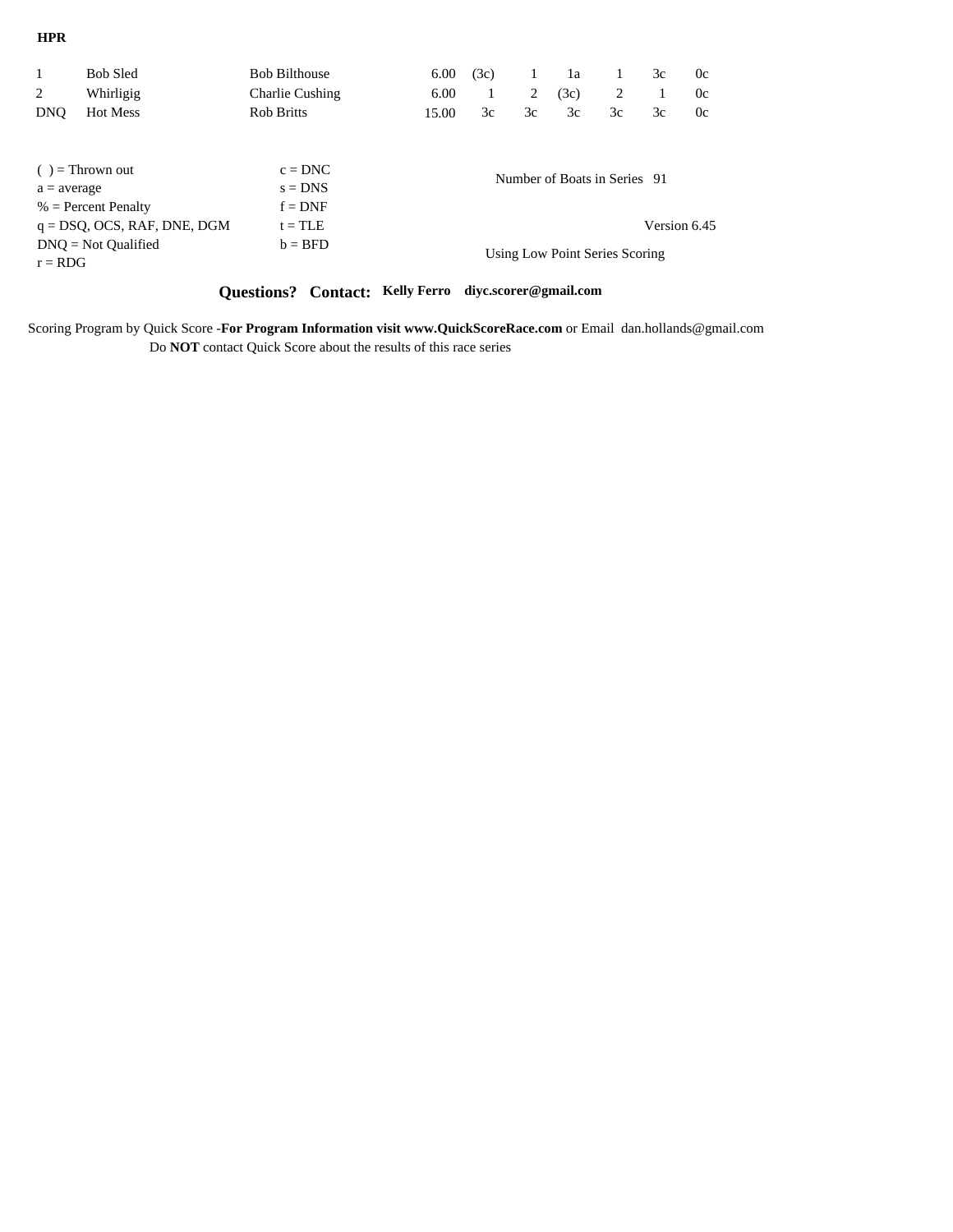**HPR**

| | | | | | | | | | |
|---|---|---|---|---|---|---|---|---|---|
| 1 | Bob Sled | Bob Bilthouse | 6.00 | (3c) | 1 | 1a | 1 | 3c | 0c |
| 2 | Whirligig | Charlie Cushing | 6.00 | 1 | 2 | (3c) | 2 | 1 | 0c |
| DNQ | Hot Mess | Rob Britts | 15.00 | 3c | 3c | 3c | 3c | 3c | 0c |

( ) = Thrown out
a = average
% = Percent Penalty
q = DSQ, OCS, RAF, DNE, DGM
DNQ = Not Qualified
r = RDG

c = DNC
s = DNS
f = DNF
t = TLE
b = BFD

Number of Boats in Series 91

Version 6.45

Using Low Point Series Scoring

**Questions? Contact: Kelly Ferro diyc.scorer@gmail.com**

Scoring Program by Quick Score -**For Program Information visit www.QuickScoreRace.com** or Email dan.hollands@gmail.com
Do **NOT** contact Quick Score about the results of this race series